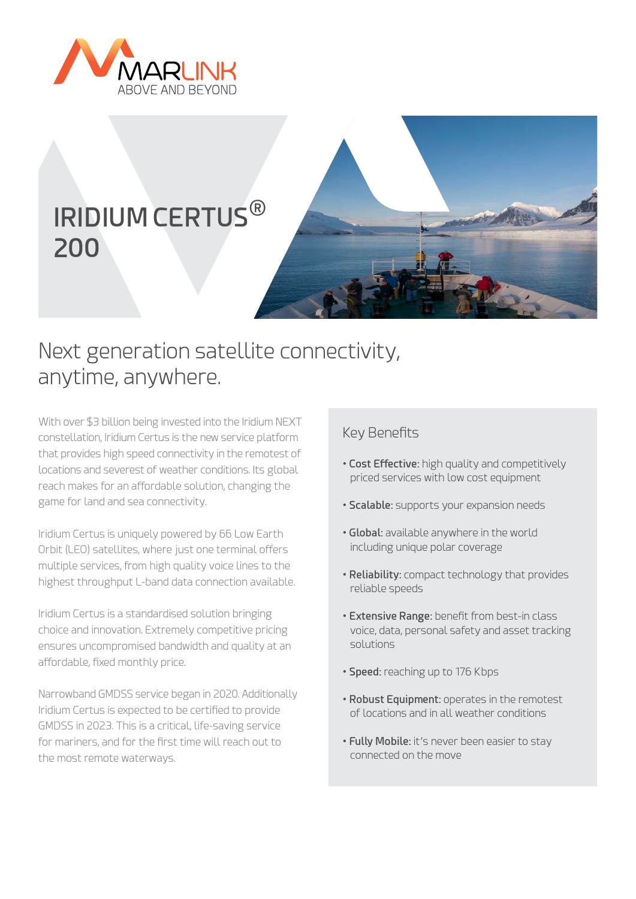MARLINK
ABOVE AND BEYOND

# IRIDIUM CERTUS® 200

## Next generation satellite connectivity, anytime, anywhere.

With over $3 billion being invested into the Iridium NEXT constellation, Iridium Certus is the new service platform that provides high speed connectivity in the remotest of locations and severest of weather conditions. Its global reach makes for an affordable solution, changing the game for land and sea connectivity.

Iridium Certus is uniquely powered by 66 Low Earth Orbit (LEO) satellites, where just one terminal offers multiple services, from high quality voice lines to the highest throughput L-band data connection available.

Iridium Certus is a standardised solution bringing choice and innovation. Extremely competitive pricing ensures uncompromised bandwidth and quality at an affordable, fixed monthly price.

Narrowband GMDSS service began in 2020. Additionally Iridium Certus is expected to be certified to provide GMDSS in 2023. This is a critical, life-saving service for mariners, and for the first time will reach out to the most remote waterways.

### Key Benefits

- **Cost Effective:** high quality and competitively priced services with low cost equipment
- **Scalable:** supports your expansion needs
- **Global:** available anywhere in the world including unique polar coverage
- **Reliability:** compact technology that provides reliable speeds
- **Extensive Range:** benefit from best-in class voice, data, personal safety and asset tracking solutions
- **Speed:** reaching up to 176 Kbps
- **Robust Equipment:** operates in the remotest of locations and in all weather conditions
- **Fully Mobile:** it's never been easier to stay connected on the move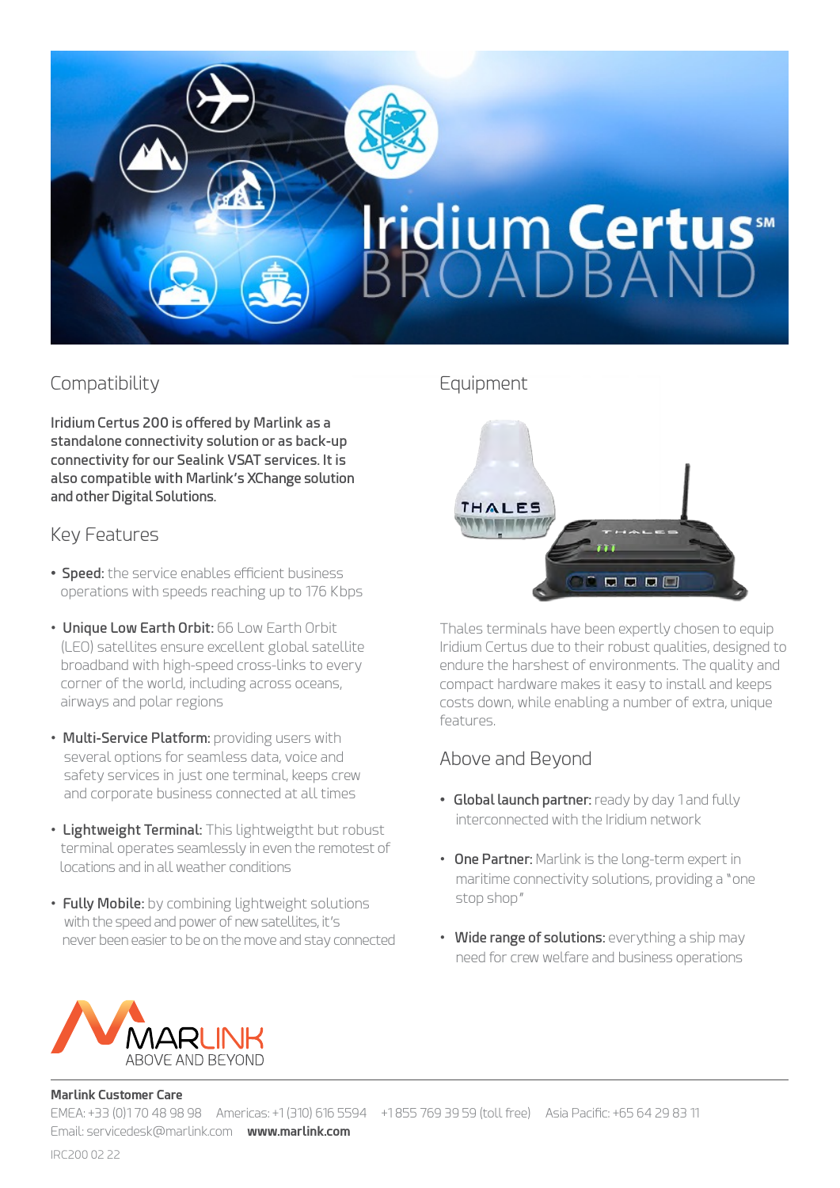# Iridium Certus℠ BROADBAND

## Compatibility

**Iridium Certus 200 is offered by Marlink as a standalone connectivity solution or as back-up connectivity for our Sealink VSAT services. It is also compatible with Marlink's XChange solution and other Digital Solutions.**

## Key Features

- **Speed:** the service enables efficient business operations with speeds reaching up to 176 Kbps
- **Unique Low Earth Orbit:** 66 Low Earth Orbit (LEO) satellites ensure excellent global satellite broadband with high-speed cross-links to every corner of the world, including across oceans, airways and polar regions
- **Multi-Service Platform:** providing users with several options for seamless data, voice and safety services in just one terminal, keeps crew and corporate business connected at all times
- **Lightweight Terminal:** This lightweigtht but robust terminal operates seamlessly in even the remotest of locations and in all weather conditions
- **Fully Mobile:** by combining lightweight solutions with the speed and power of new satellites, it's never been easier to be on the move and stay connected

## Equipment

Thales terminals have been expertly chosen to equip Iridium Certus due to their robust qualities, designed to endure the harshest of environments. The quality and compact hardware makes it easy to install and keeps costs down, while enabling a number of extra, unique features.

## Above and Beyond

- **Global launch partner:** ready by day 1 and fully interconnected with the Iridium network
- **One Partner:** Marlink is the long-term expert in maritime connectivity solutions, providing a "one stop shop"
- **Wide range of solutions:** everything a ship may need for crew welfare and business operations

MARLINK
ABOVE AND BEYOND

**Marlink Customer Care**

EMEA: +33 (0)1 70 48 98 98 Americas: +1 (310) 616 5594 +1 855 769 39 59 (toll free) Asia Pacific: +65 64 29 83 11

Email: servicedesk@marlink.com **www.marlink.com**

IRC200 02 22